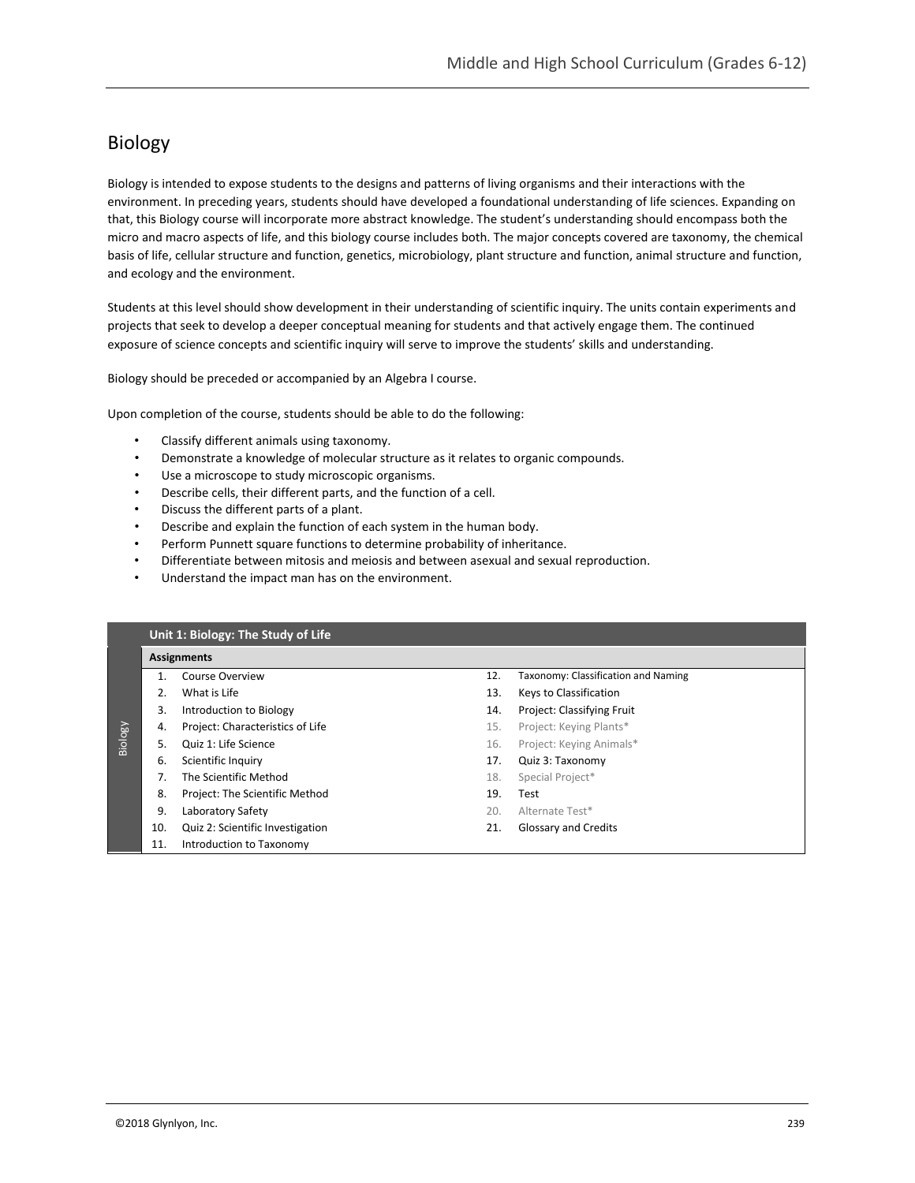# Biology

Biology is intended to expose students to the designs and patterns of living organisms and their interactions with the environment. In preceding years, students should have developed a foundational understanding of life sciences. Expanding on that, this Biology course will incorporate more abstract knowledge. The student's understanding should encompass both the micro and macro aspects of life, and this biology course includes both. The major concepts covered are taxonomy, the chemical basis of life, cellular structure and function, genetics, microbiology, plant structure and function, animal structure and function, and ecology and the environment.

Students at this level should show development in their understanding of scientific inquiry. The units contain experiments and projects that seek to develop a deeper conceptual meaning for students and that actively engage them. The continued exposure of science concepts and scientific inquiry will serve to improve the students' skills and understanding.

Biology should be preceded or accompanied by an Algebra I course.

Upon completion of the course, students should be able to do the following:

- Classify different animals using taxonomy.
- Demonstrate a knowledge of molecular structure as it relates to organic compounds.
- Use a microscope to study microscopic organisms.
- Describe cells, their different parts, and the function of a cell.
- Discuss the different parts of a plant.
- Describe and explain the function of each system in the human body.
- Perform Punnett square functions to determine probability of inheritance.
- Differentiate between mitosis and meiosis and between asexual and sexual reproduction.
- Understand the impact man has on the environment.

## Unit 1: Biology: The Study of Life

**Assignments**

| # | Assignment | # | Assignment |
|---|---|---|---|
| 1. | Course Overview | 12. | Taxonomy: Classification and Naming |
| 2. | What is Life | 13. | Keys to Classification |
| 3. | Introduction to Biology | 14. | Project: Classifying Fruit |
| 4. | Project: Characteristics of Life | 15. | Project: Keying Plants* |
| 5. | Quiz 1: Life Science | 16. | Project: Keying Animals* |
| 6. | Scientific Inquiry | 17. | Quiz 3: Taxonomy |
| 7. | The Scientific Method | 18. | Special Project* |
| 8. | Project: The Scientific Method | 19. | Test |
| 9. | Laboratory Safety | 20. | Alternate Test* |
| 10. | Quiz 2: Scientific Investigation | 21. | Glossary and Credits |
| 11. | Introduction to Taxonomy | | |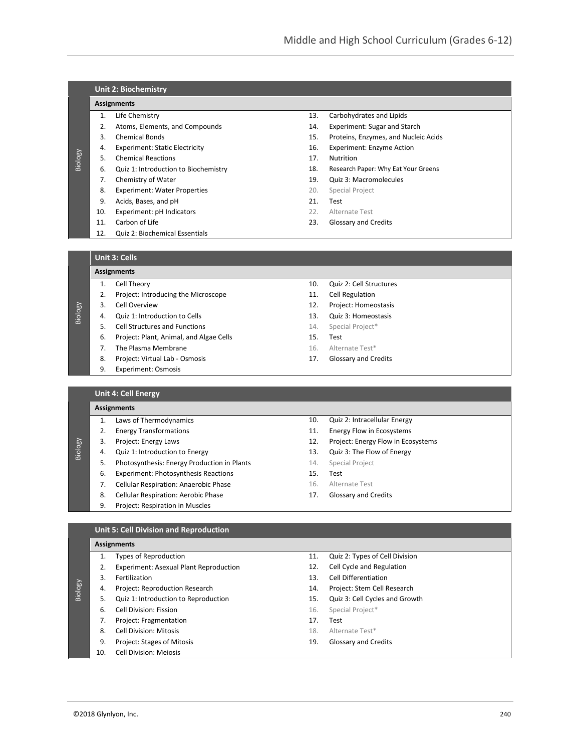## Unit 2: Biochemistry

**Assignments**

1. Life Chemistry
2. Atoms, Elements, and Compounds
3. Chemical Bonds
4. Experiment: Static Electricity
5. Chemical Reactions
6. Quiz 1: Introduction to Biochemistry
7. Chemistry of Water
8. Experiment: Water Properties
9. Acids, Bases, and pH
10. Experiment: pH Indicators
11. Carbon of Life
12. Quiz 2: Biochemical Essentials
13. Carbohydrates and Lipids
14. Experiment: Sugar and Starch
15. Proteins, Enzymes, and Nucleic Acids
16. Experiment: Enzyme Action
17. Nutrition
18. Research Paper: Why Eat Your Greens
19. Quiz 3: Macromolecules
20. Special Project
21. Test
22. Alternate Test
23. Glossary and Credits

## Unit 3: Cells

**Assignments**

1. Cell Theory
2. Project: Introducing the Microscope
3. Cell Overview
4. Quiz 1: Introduction to Cells
5. Cell Structures and Functions
6. Project: Plant, Animal, and Algae Cells
7. The Plasma Membrane
8. Project: Virtual Lab - Osmosis
9. Experiment: Osmosis
10. Quiz 2: Cell Structures
11. Cell Regulation
12. Project: Homeostasis
13. Quiz 3: Homeostasis
14. Special Project*
15. Test
16. Alternate Test*
17. Glossary and Credits

## Unit 4: Cell Energy

**Assignments**

1. Laws of Thermodynamics
2. Energy Transformations
3. Project: Energy Laws
4. Quiz 1: Introduction to Energy
5. Photosynthesis: Energy Production in Plants
6. Experiment: Photosynthesis Reactions
7. Cellular Respiration: Anaerobic Phase
8. Cellular Respiration: Aerobic Phase
9. Project: Respiration in Muscles
10. Quiz 2: Intracellular Energy
11. Energy Flow in Ecosystems
12. Project: Energy Flow in Ecosystems
13. Quiz 3: The Flow of Energy
14. Special Project
15. Test
16. Alternate Test
17. Glossary and Credits

## Unit 5: Cell Division and Reproduction

**Assignments**

1. Types of Reproduction
2. Experiment: Asexual Plant Reproduction
3. Fertilization
4. Project: Reproduction Research
5. Quiz 1: Introduction to Reproduction
6. Cell Division: Fission
7. Project: Fragmentation
8. Cell Division: Mitosis
9. Project: Stages of Mitosis
10. Cell Division: Meiosis
11. Quiz 2: Types of Cell Division
12. Cell Cycle and Regulation
13. Cell Differentiation
14. Project: Stem Cell Research
15. Quiz 3: Cell Cycles and Growth
16. Special Project*
17. Test
18. Alternate Test*
19. Glossary and Credits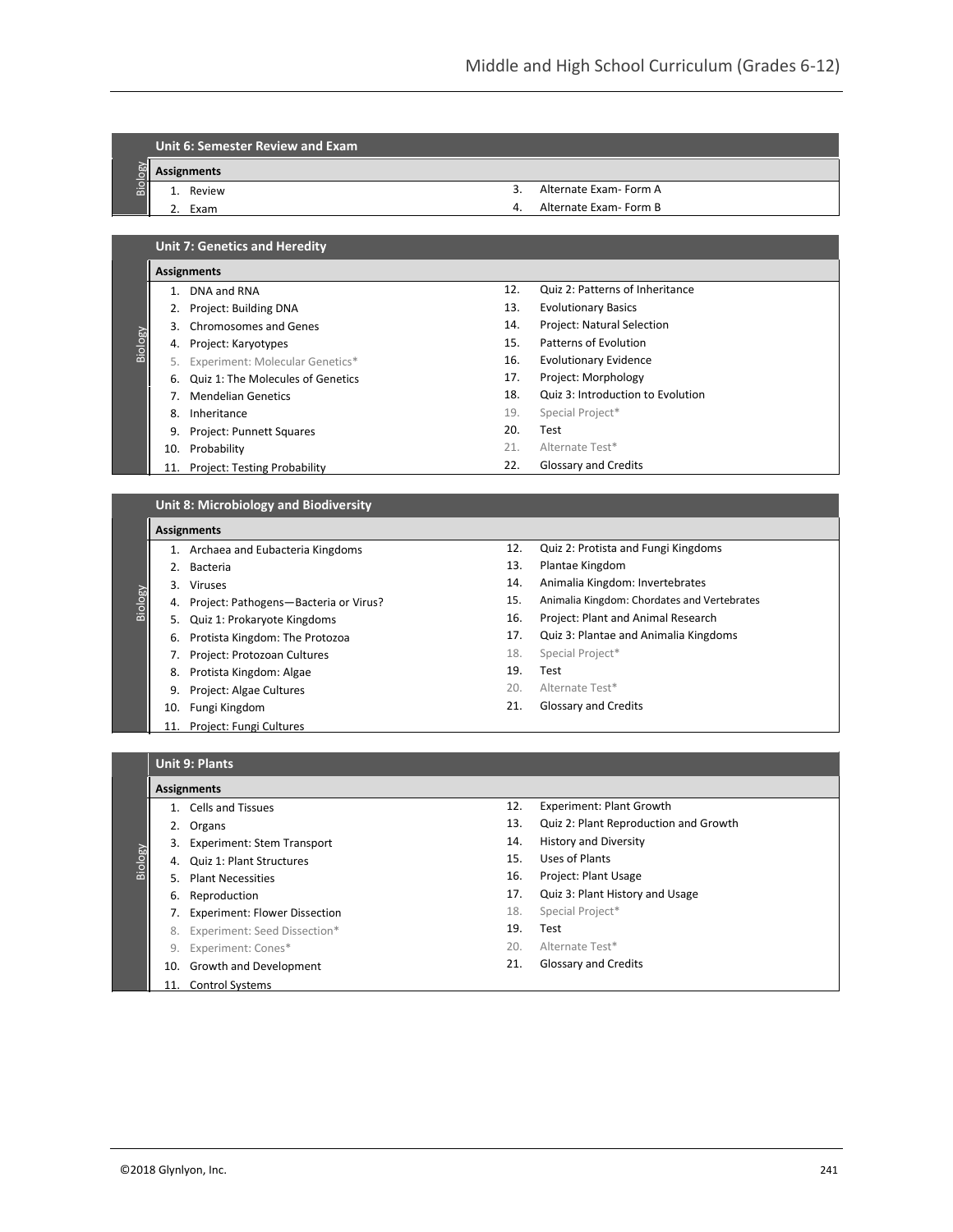## Unit 6: Semester Review and Exam

Biology

**Assignments**

1. Review
2. Exam
3. Alternate Exam- Form A
4. Alternate Exam- Form B

## Unit 7: Genetics and Heredity

Biology

**Assignments**

1. DNA and RNA
2. Project: Building DNA
3. Chromosomes and Genes
4. Project: Karyotypes
5. Experiment: Molecular Genetics*
6. Quiz 1: The Molecules of Genetics
7. Mendelian Genetics
8. Inheritance
9. Project: Punnett Squares
10. Probability
11. Project: Testing Probability
12. Quiz 2: Patterns of Inheritance
13. Evolutionary Basics
14. Project: Natural Selection
15. Patterns of Evolution
16. Evolutionary Evidence
17. Project: Morphology
18. Quiz 3: Introduction to Evolution
19. Special Project*
20. Test
21. Alternate Test*
22. Glossary and Credits

## Unit 8: Microbiology and Biodiversity

Biology

**Assignments**

1. Archaea and Eubacteria Kingdoms
2. Bacteria
3. Viruses
4. Project: Pathogens—Bacteria or Virus?
5. Quiz 1: Prokaryote Kingdoms
6. Protista Kingdom: The Protozoa
7. Project: Protozoan Cultures
8. Protista Kingdom: Algae
9. Project: Algae Cultures
10. Fungi Kingdom
11. Project: Fungi Cultures
12. Quiz 2: Protista and Fungi Kingdoms
13. Plantae Kingdom
14. Animalia Kingdom: Invertebrates
15. Animalia Kingdom: Chordates and Vertebrates
16. Project: Plant and Animal Research
17. Quiz 3: Plantae and Animalia Kingdoms
18. Special Project*
19. Test
20. Alternate Test*
21. Glossary and Credits

## Unit 9: Plants

Biology

**Assignments**

1. Cells and Tissues
2. Organs
3. Experiment: Stem Transport
4. Quiz 1: Plant Structures
5. Plant Necessities
6. Reproduction
7. Experiment: Flower Dissection
8. Experiment: Seed Dissection*
9. Experiment: Cones*
10. Growth and Development
11. Control Systems
12. Experiment: Plant Growth
13. Quiz 2: Plant Reproduction and Growth
14. History and Diversity
15. Uses of Plants
16. Project: Plant Usage
17. Quiz 3: Plant History and Usage
18. Special Project*
19. Test
20. Alternate Test*
21. Glossary and Credits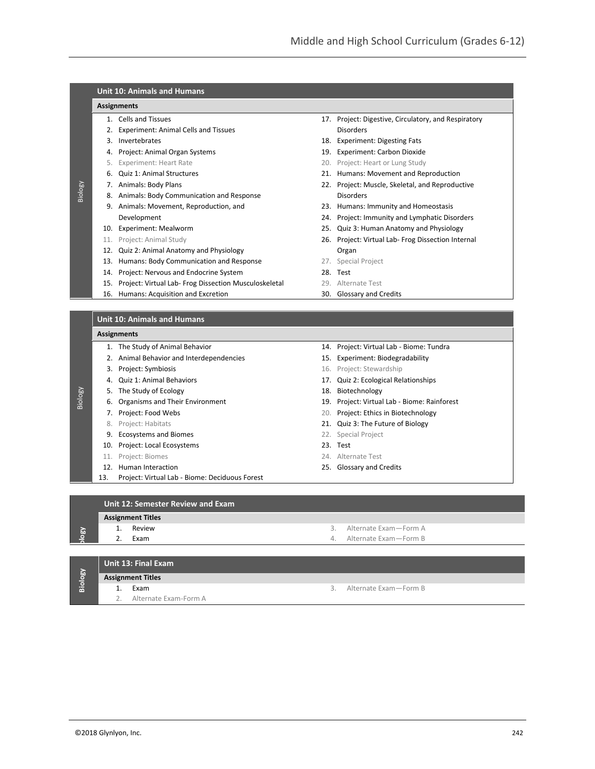## Unit 10: Animals and Humans

**Assignments**

1. Cells and Tissues
2. Experiment: Animal Cells and Tissues
3. Invertebrates
4. Project: Animal Organ Systems
5. Experiment: Heart Rate
6. Quiz 1: Animal Structures
7. Animals: Body Plans
8. Animals: Body Communication and Response
9. Animals: Movement, Reproduction, and Development
10. Experiment: Mealworm
11. Project: Animal Study
12. Quiz 2: Animal Anatomy and Physiology
13. Humans: Body Communication and Response
14. Project: Nervous and Endocrine System
15. Project: Virtual Lab- Frog Dissection Musculoskeletal
16. Humans: Acquisition and Excretion
17. Project: Digestive, Circulatory, and Respiratory Disorders
18. Experiment: Digesting Fats
19. Experiment: Carbon Dioxide
20. Project: Heart or Lung Study
21. Humans: Movement and Reproduction
22. Project: Muscle, Skeletal, and Reproductive Disorders
23. Humans: Immunity and Homeostasis
24. Project: Immunity and Lymphatic Disorders
25. Quiz 3: Human Anatomy and Physiology
26. Project: Virtual Lab- Frog Dissection Internal Organ
27. Special Project
28. Test
29. Alternate Test
30. Glossary and Credits

## Unit 10: Animals and Humans

**Assignments**

1. The Study of Animal Behavior
2. Animal Behavior and Interdependencies
3. Project: Symbiosis
4. Quiz 1: Animal Behaviors
5. The Study of Ecology
6. Organisms and Their Environment
7. Project: Food Webs
8. Project: Habitats
9. Ecosystems and Biomes
10. Project: Local Ecosystems
11. Project: Biomes
12. Human Interaction
13. Project: Virtual Lab - Biome: Deciduous Forest
14. Project: Virtual Lab - Biome: Tundra
15. Experiment: Biodegradability
16. Project: Stewardship
17. Quiz 2: Ecological Relationships
18. Biotechnology
19. Project: Virtual Lab - Biome: Rainforest
20. Project: Ethics in Biotechnology
21. Quiz 3: The Future of Biology
22. Special Project
23. Test
24. Alternate Test
25. Glossary and Credits

## Unit 12: Semester Review and Exam

**Assignment Titles**

1. Review
2. Exam
3. Alternate Exam—Form A
4. Alternate Exam—Form B

## Unit 13: Final Exam

**Assignment Titles**

1. Exam
2. Alternate Exam-Form A
3. Alternate Exam—Form B